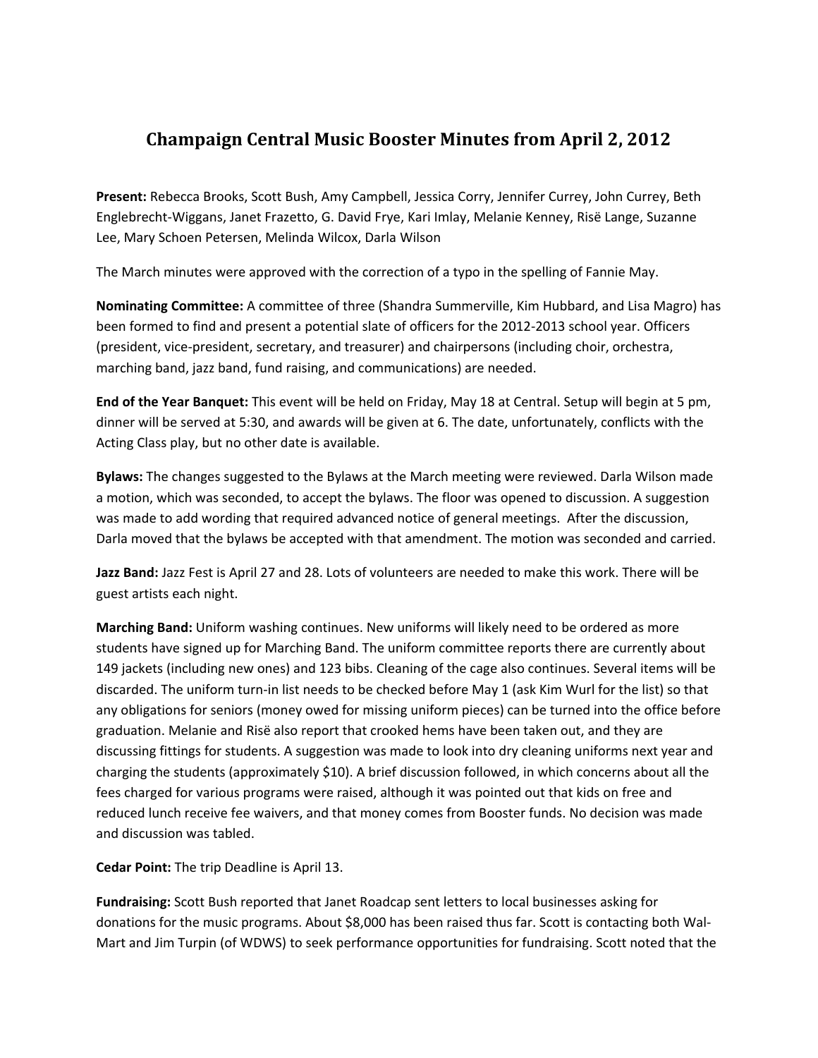# Champaign Central Music Booster Minutes from April 2, 2012

**Present:** Rebecca Brooks, Scott Bush, Amy Campbell, Jessica Corry, Jennifer Currey, John Currey, Beth Englebrecht-Wiggans, Janet Frazetto, G. David Frye, Kari Imlay, Melanie Kenney, Risë Lange, Suzanne Lee, Mary Schoen Petersen, Melinda Wilcox, Darla Wilson

The March minutes were approved with the correction of a typo in the spelling of Fannie May.

**Nominating Committee:** A committee of three (Shandra Summerville, Kim Hubbard, and Lisa Magro) has been formed to find and present a potential slate of officers for the 2012-2013 school year. Officers (president, vice-president, secretary, and treasurer) and chairpersons (including choir, orchestra, marching band, jazz band, fund raising, and communications) are needed.

**End of the Year Banquet:** This event will be held on Friday, May 18 at Central. Setup will begin at 5 pm, dinner will be served at 5:30, and awards will be given at 6. The date, unfortunately, conflicts with the Acting Class play, but no other date is available.

**Bylaws:** The changes suggested to the Bylaws at the March meeting were reviewed. Darla Wilson made a motion, which was seconded, to accept the bylaws. The floor was opened to discussion. A suggestion was made to add wording that required advanced notice of general meetings. After the discussion, Darla moved that the bylaws be accepted with that amendment. The motion was seconded and carried.

**Jazz Band:** Jazz Fest is April 27 and 28. Lots of volunteers are needed to make this work. There will be guest artists each night.

**Marching Band:** Uniform washing continues. New uniforms will likely need to be ordered as more students have signed up for Marching Band. The uniform committee reports there are currently about 149 jackets (including new ones) and 123 bibs. Cleaning of the cage also continues. Several items will be discarded. The uniform turn-in list needs to be checked before May 1 (ask Kim Wurl for the list) so that any obligations for seniors (money owed for missing uniform pieces) can be turned into the office before graduation. Melanie and Risë also report that crooked hems have been taken out, and they are discussing fittings for students. A suggestion was made to look into dry cleaning uniforms next year and charging the students (approximately $10). A brief discussion followed, in which concerns about all the fees charged for various programs were raised, although it was pointed out that kids on free and reduced lunch receive fee waivers, and that money comes from Booster funds. No decision was made and discussion was tabled.

**Cedar Point:** The trip Deadline is April 13.

**Fundraising:** Scott Bush reported that Janet Roadcap sent letters to local businesses asking for donations for the music programs. About $8,000 has been raised thus far. Scott is contacting both Wal-Mart and Jim Turpin (of WDWS) to seek performance opportunities for fundraising. Scott noted that the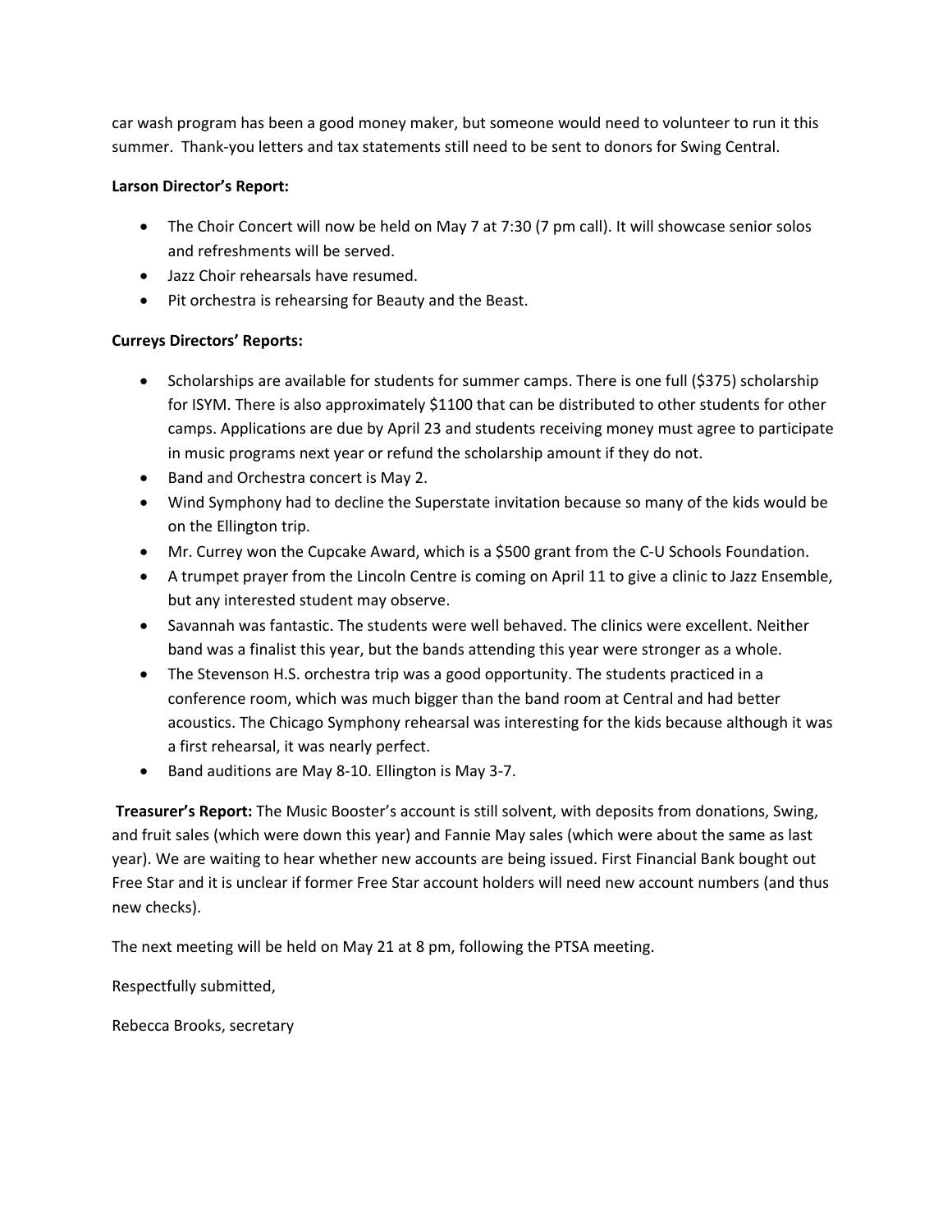car wash program has been a good money maker, but someone would need to volunteer to run it this summer. Thank-you letters and tax statements still need to be sent to donors for Swing Central.

**Larson Director's Report:**

- The Choir Concert will now be held on May 7 at 7:30 (7 pm call). It will showcase senior solos and refreshments will be served.
- Jazz Choir rehearsals have resumed.
- Pit orchestra is rehearsing for Beauty and the Beast.

**Curreys Directors' Reports:**

- Scholarships are available for students for summer camps. There is one full ($375) scholarship for ISYM. There is also approximately $1100 that can be distributed to other students for other camps. Applications are due by April 23 and students receiving money must agree to participate in music programs next year or refund the scholarship amount if they do not.
- Band and Orchestra concert is May 2.
- Wind Symphony had to decline the Superstate invitation because so many of the kids would be on the Ellington trip.
- Mr. Currey won the Cupcake Award, which is a $500 grant from the C-U Schools Foundation.
- A trumpet prayer from the Lincoln Centre is coming on April 11 to give a clinic to Jazz Ensemble, but any interested student may observe.
- Savannah was fantastic. The students were well behaved. The clinics were excellent. Neither band was a finalist this year, but the bands attending this year were stronger as a whole.
- The Stevenson H.S. orchestra trip was a good opportunity. The students practiced in a conference room, which was much bigger than the band room at Central and had better acoustics. The Chicago Symphony rehearsal was interesting for the kids because although it was a first rehearsal, it was nearly perfect.
- Band auditions are May 8-10. Ellington is May 3-7.

**Treasurer's Report:** The Music Booster's account is still solvent, with deposits from donations, Swing, and fruit sales (which were down this year) and Fannie May sales (which were about the same as last year). We are waiting to hear whether new accounts are being issued. First Financial Bank bought out Free Star and it is unclear if former Free Star account holders will need new account numbers (and thus new checks).

The next meeting will be held on May 21 at 8 pm, following the PTSA meeting.

Respectfully submitted,

Rebecca Brooks, secretary